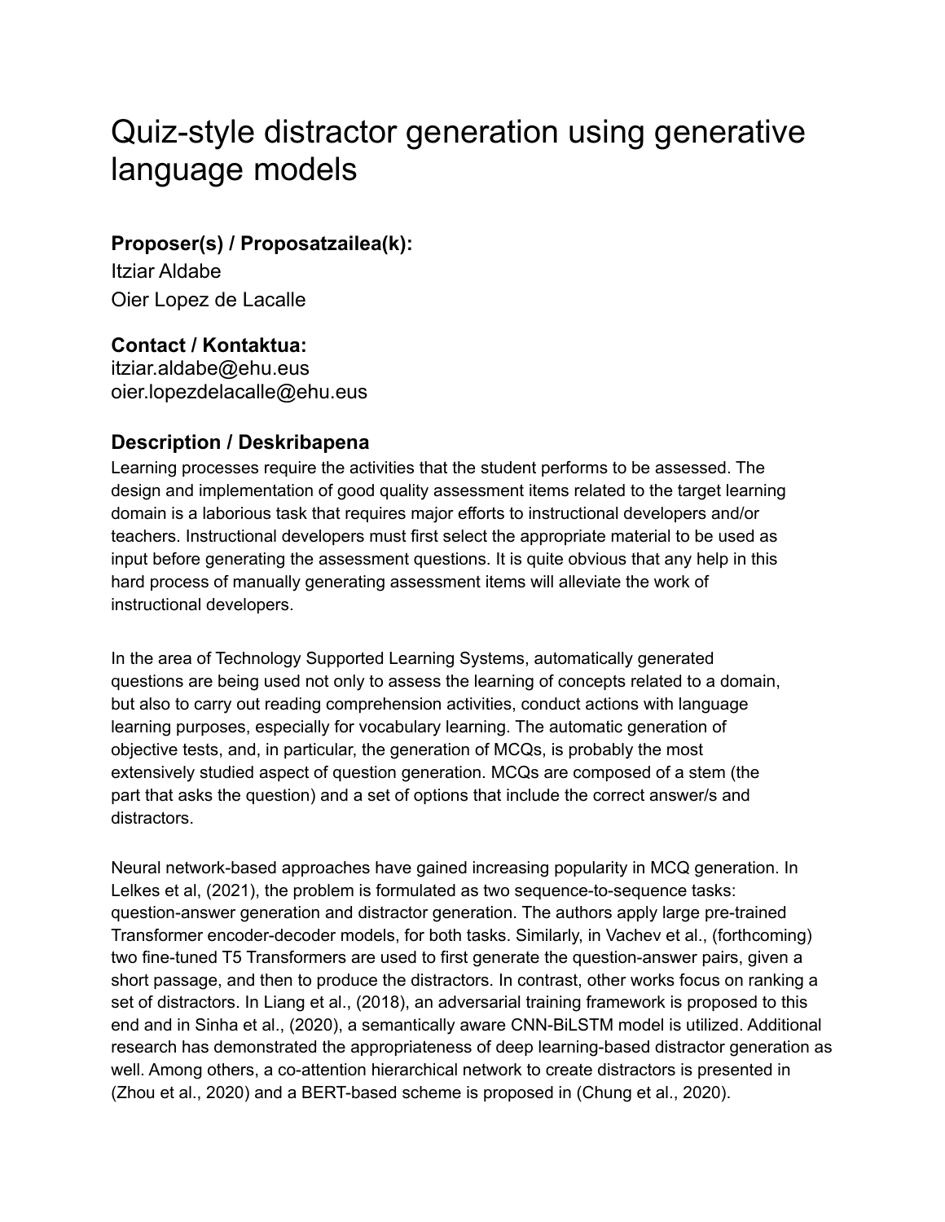# Quiz-style distractor generation using generative language models

## Proposer(s) / Proposatzailea(k):

Itziar Aldabe
Oier Lopez de Lacalle

## Contact / Kontaktua:

itziar.aldabe@ehu.eus
oier.lopezdelacalle@ehu.eus

## Description / Deskribapena

Learning processes require the activities that the student performs to be assessed. The design and implementation of good quality assessment items related to the target learning domain is a laborious task that requires major efforts to instructional developers and/or teachers. Instructional developers must first select the appropriate material to be used as input before generating the assessment questions. It is quite obvious that any help in this hard process of manually generating assessment items will alleviate the work of instructional developers.

In the area of Technology Supported Learning Systems, automatically generated questions are being used not only to assess the learning of concepts related to a domain, but also to carry out reading comprehension activities, conduct actions with language learning purposes, especially for vocabulary learning. The automatic generation of objective tests, and, in particular, the generation of MCQs, is probably the most extensively studied aspect of question generation. MCQs are composed of a stem (the part that asks the question) and a set of options that include the correct answer/s and distractors.

Neural network-based approaches have gained increasing popularity in MCQ generation. In Lelkes et al, (2021), the problem is formulated as two sequence-to-sequence tasks: question-answer generation and distractor generation. The authors apply large pre-trained Transformer encoder-decoder models, for both tasks. Similarly, in Vachev et al., (forthcoming) two fine-tuned T5 Transformers are used to first generate the question-answer pairs, given a short passage, and then to produce the distractors. In contrast, other works focus on ranking a set of distractors. In Liang et al., (2018), an adversarial training framework is proposed to this end and in Sinha et al., (2020), a semantically aware CNN-BiLSTM model is utilized. Additional research has demonstrated the appropriateness of deep learning-based distractor generation as well. Among others, a co-attention hierarchical network to create distractors is presented in (Zhou et al., 2020) and a BERT-based scheme is proposed in (Chung et al., 2020).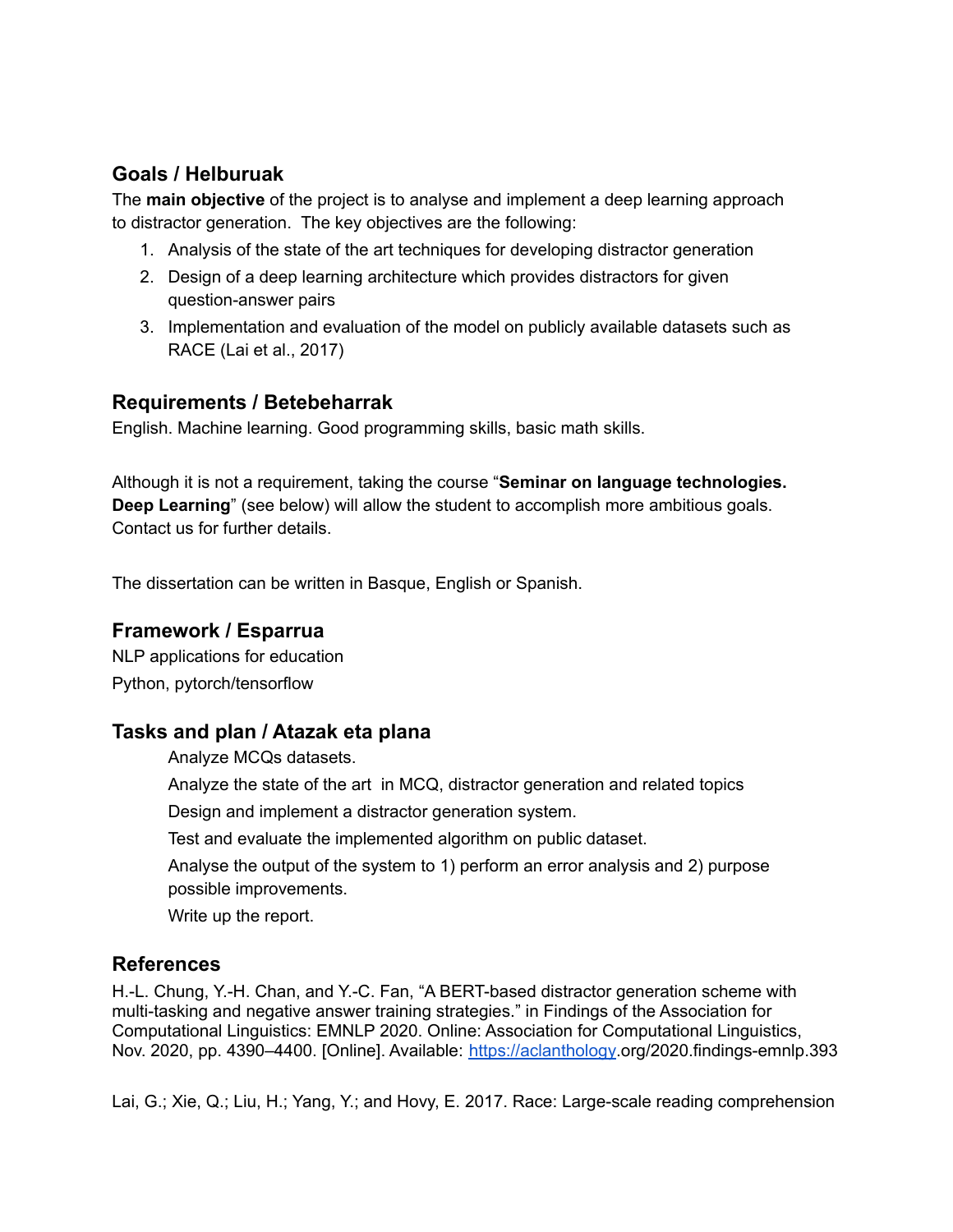## Goals / Helburuak

The **main objective** of the project is to analyse and implement a deep learning approach to distractor generation. The key objectives are the following:

1. Analysis of the state of the art techniques for developing distractor generation
2. Design of a deep learning architecture which provides distractors for given question-answer pairs
3. Implementation and evaluation of the model on publicly available datasets such as RACE (Lai et al., 2017)

## Requirements / Betebeharrak

English. Machine learning. Good programming skills, basic math skills.

Although it is not a requirement, taking the course "**Seminar on language technologies. Deep Learning**" (see below) will allow the student to accomplish more ambitious goals. Contact us for further details.

The dissertation can be written in Basque, English or Spanish.

## Framework / Esparrua

NLP applications for education

Python, pytorch/tensorflow

## Tasks and plan / Atazak eta plana

Analyze MCQs datasets.

Analyze the state of the art in MCQ, distractor generation and related topics

Design and implement a distractor generation system.

Test and evaluate the implemented algorithm on public dataset.

Analyse the output of the system to 1) perform an error analysis and 2) purpose possible improvements.

Write up the report.

## References

H.-L. Chung, Y.-H. Chan, and Y.-C. Fan, "A BERT-based distractor generation scheme with multi-tasking and negative answer training strategies." in Findings of the Association for Computational Linguistics: EMNLP 2020. Online: Association for Computational Linguistics, Nov. 2020, pp. 4390–4400. [Online]. Available: https://aclanthology.org/2020.findings-emnlp.393

Lai, G.; Xie, Q.; Liu, H.; Yang, Y.; and Hovy, E. 2017. Race: Large-scale reading comprehension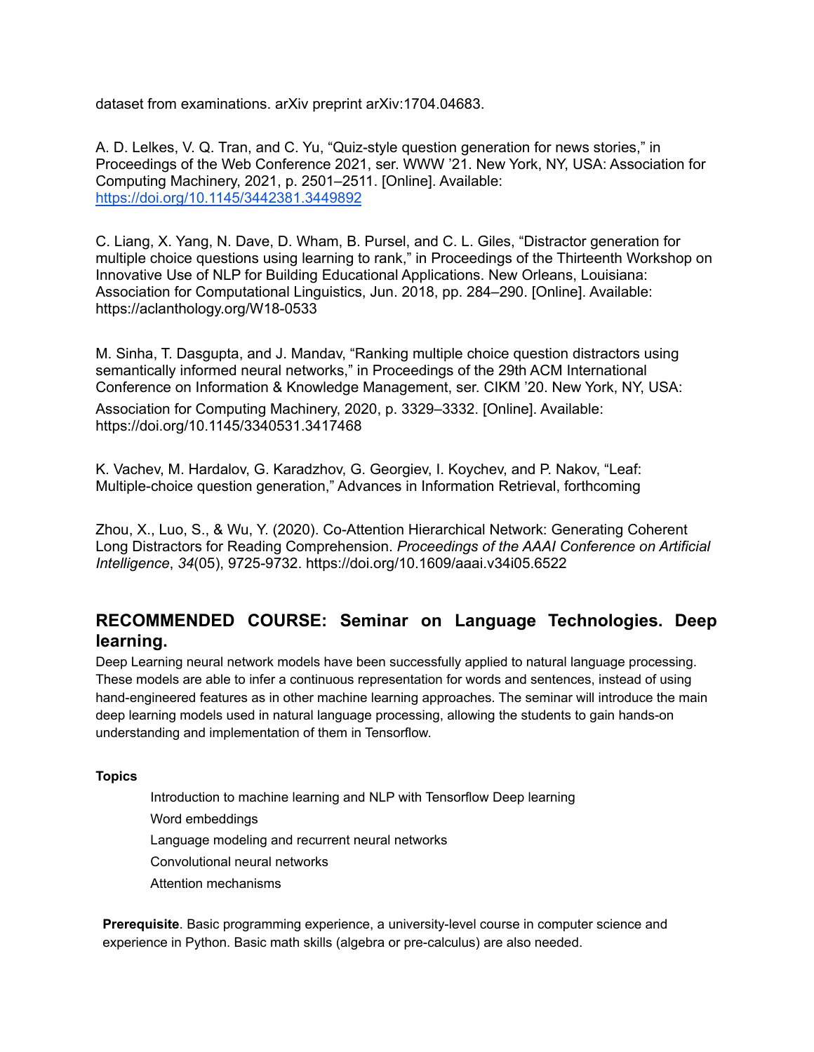dataset from examinations. arXiv preprint arXiv:1704.04683.

A. D. Lelkes, V. Q. Tran, and C. Yu, "Quiz-style question generation for news stories," in Proceedings of the Web Conference 2021, ser. WWW '21. New York, NY, USA: Association for Computing Machinery, 2021, p. 2501–2511. [Online]. Available: https://doi.org/10.1145/3442381.3449892

C. Liang, X. Yang, N. Dave, D. Wham, B. Pursel, and C. L. Giles, "Distractor generation for multiple choice questions using learning to rank," in Proceedings of the Thirteenth Workshop on Innovative Use of NLP for Building Educational Applications. New Orleans, Louisiana: Association for Computational Linguistics, Jun. 2018, pp. 284–290. [Online]. Available: https://aclanthology.org/W18-0533

M. Sinha, T. Dasgupta, and J. Mandav, "Ranking multiple choice question distractors using semantically informed neural networks," in Proceedings of the 29th ACM International Conference on Information & Knowledge Management, ser. CIKM '20. New York, NY, USA: Association for Computing Machinery, 2020, p. 3329–3332. [Online]. Available: https://doi.org/10.1145/3340531.3417468

K. Vachev, M. Hardalov, G. Karadzhov, G. Georgiev, I. Koychev, and P. Nakov, "Leaf: Multiple-choice question generation," Advances in Information Retrieval, forthcoming

Zhou, X., Luo, S., & Wu, Y. (2020). Co-Attention Hierarchical Network: Generating Coherent Long Distractors for Reading Comprehension. *Proceedings of the AAAI Conference on Artificial Intelligence*, *34*(05), 9725-9732. https://doi.org/10.1609/aaai.v34i05.6522

## RECOMMENDED COURSE: Seminar on Language Technologies. Deep learning.

Deep Learning neural network models have been successfully applied to natural language processing. These models are able to infer a continuous representation for words and sentences, instead of using hand-engineered features as in other machine learning approaches. The seminar will introduce the main deep learning models used in natural language processing, allowing the students to gain hands-on understanding and implementation of them in Tensorflow.

**Topics**

- Introduction to machine learning and NLP with Tensorflow Deep learning
- Word embeddings
- Language modeling and recurrent neural networks
- Convolutional neural networks
- Attention mechanisms

**Prerequisite**. Basic programming experience, a university-level course in computer science and experience in Python. Basic math skills (algebra or pre-calculus) are also needed.